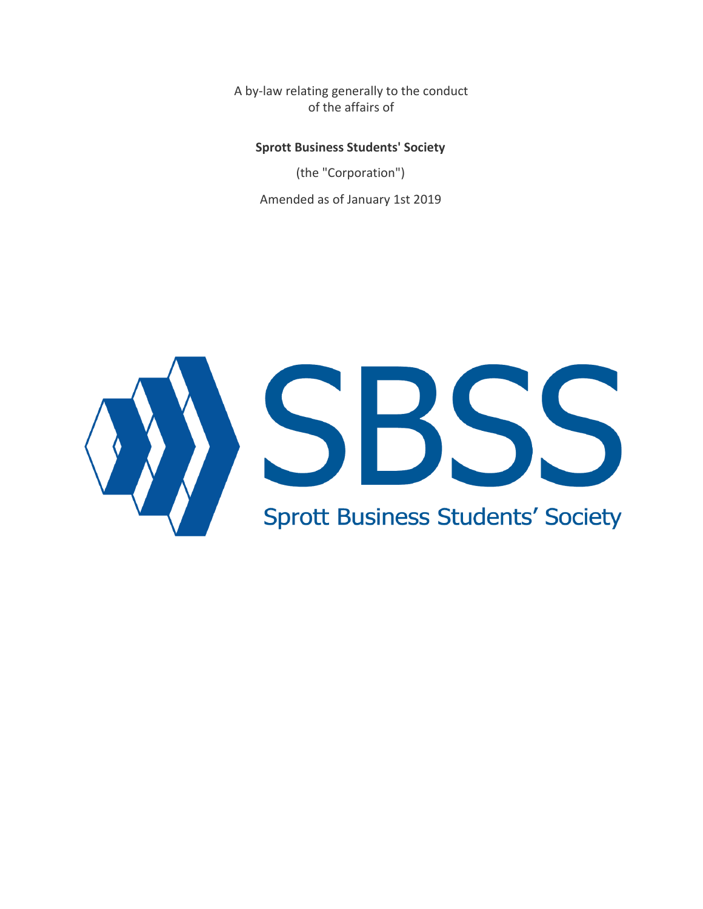A by-law relating generally to the conduct of the affairs of

**Sprott Business Students' Society**

(the "Corporation")

Amended as of January 1st 2019

SBSS

Sprott Business Students' Society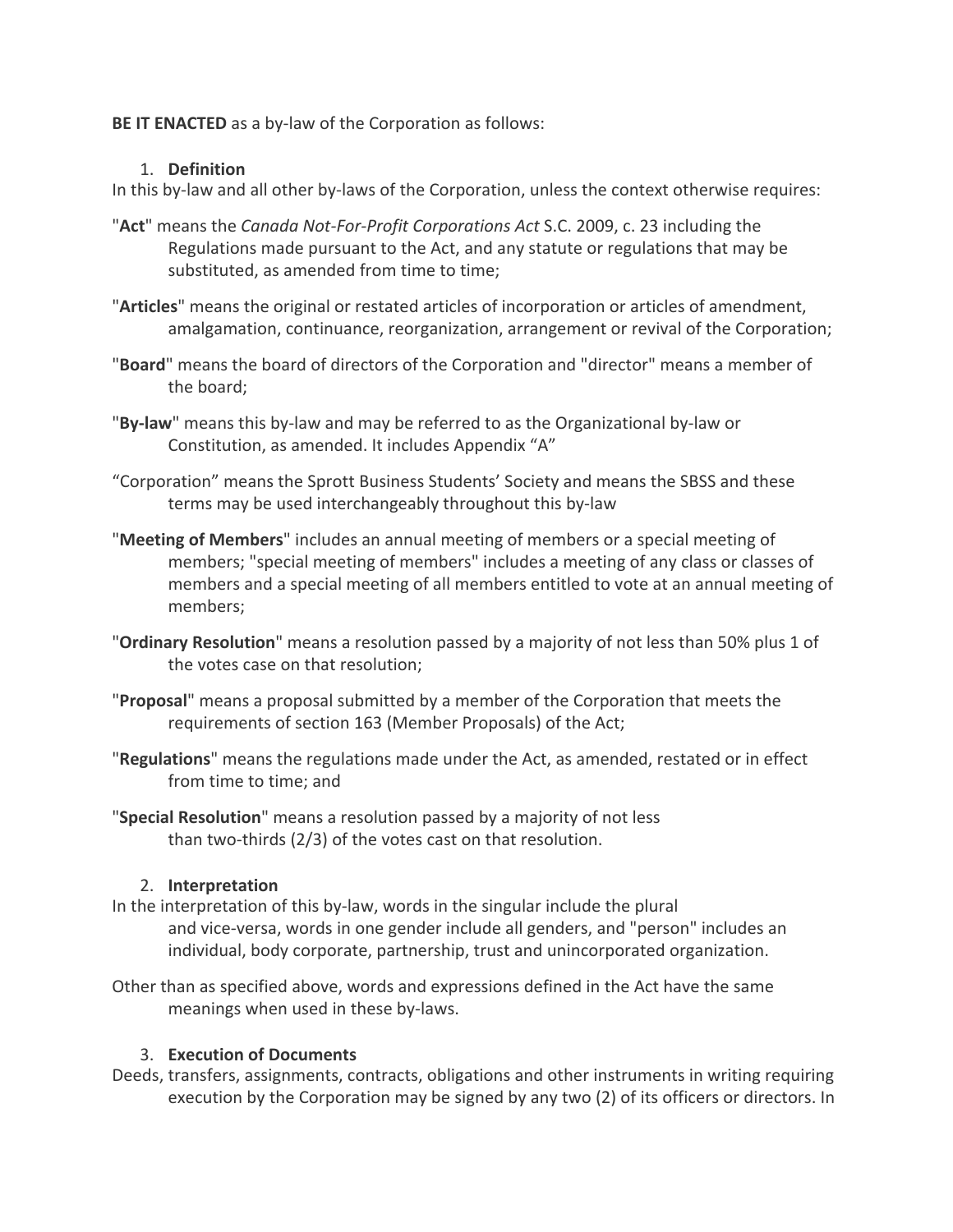**BE IT ENACTED** as a by-law of the Corporation as follows:

1. **Definition**

In this by-law and all other by-laws of the Corporation, unless the context otherwise requires:

"**Act**" means the *Canada Not-For-Profit Corporations Act* S.C. 2009, c. 23 including the Regulations made pursuant to the Act, and any statute or regulations that may be substituted, as amended from time to time;

"**Articles**" means the original or restated articles of incorporation or articles of amendment, amalgamation, continuance, reorganization, arrangement or revival of the Corporation;

"**Board**" means the board of directors of the Corporation and "director" means a member of the board;

"**By-law**" means this by-law and may be referred to as the Organizational by-law or Constitution, as amended. It includes Appendix "A"

"Corporation" means the Sprott Business Students' Society and means the SBSS and these terms may be used interchangeably throughout this by-law

"**Meeting of Members**" includes an annual meeting of members or a special meeting of members; "special meeting of members" includes a meeting of any class or classes of members and a special meeting of all members entitled to vote at an annual meeting of members;

"**Ordinary Resolution**" means a resolution passed by a majority of not less than 50% plus 1 of the votes case on that resolution;

"**Proposal**" means a proposal submitted by a member of the Corporation that meets the requirements of section 163 (Member Proposals) of the Act;

"**Regulations**" means the regulations made under the Act, as amended, restated or in effect from time to time; and

"**Special Resolution**" means a resolution passed by a majority of not less than two-thirds (2/3) of the votes cast on that resolution.

2. **Interpretation**

In the interpretation of this by-law, words in the singular include the plural and vice-versa, words in one gender include all genders, and "person" includes an individual, body corporate, partnership, trust and unincorporated organization.

Other than as specified above, words and expressions defined in the Act have the same meanings when used in these by-laws.

3. **Execution of Documents**

Deeds, transfers, assignments, contracts, obligations and other instruments in writing requiring execution by the Corporation may be signed by any two (2) of its officers or directors. In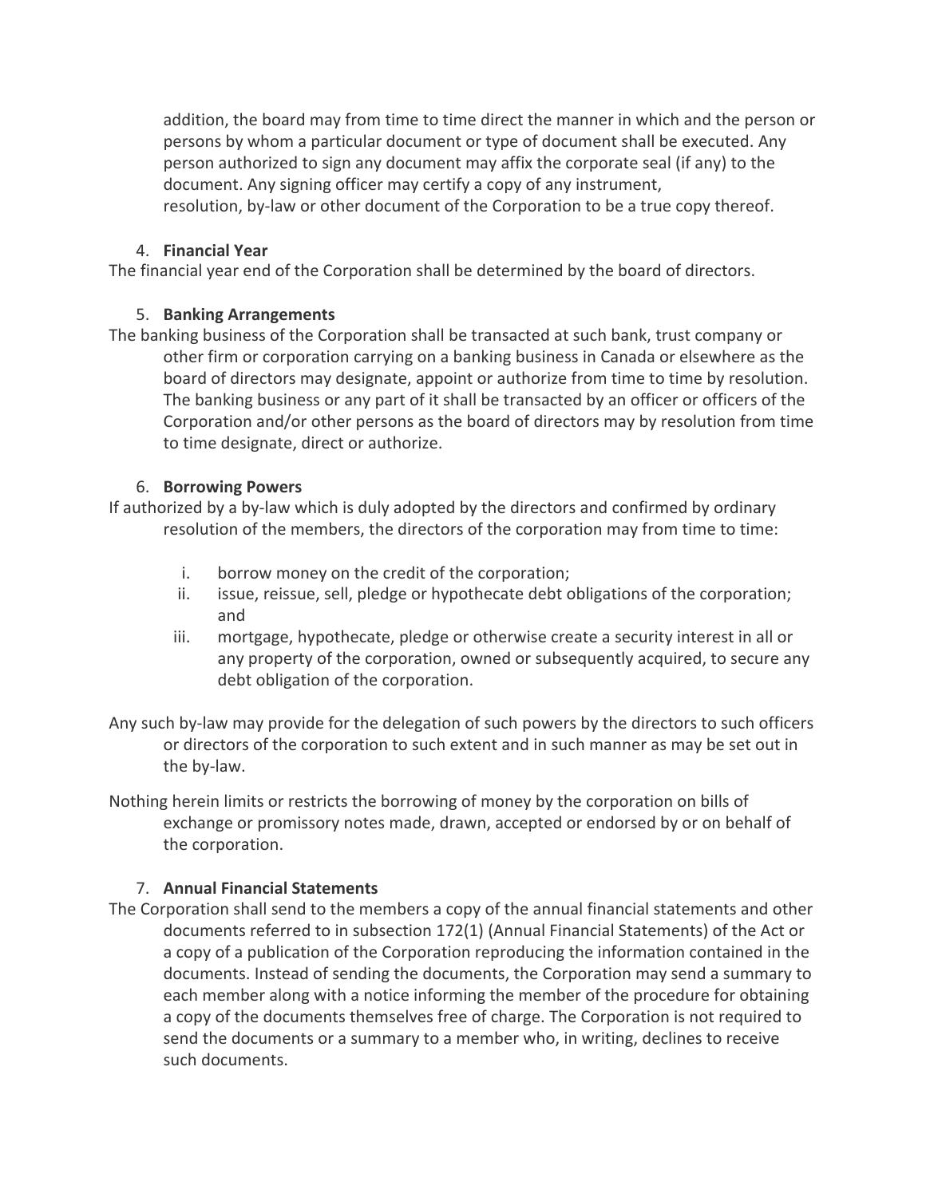addition, the board may from time to time direct the manner in which and the person or persons by whom a particular document or type of document shall be executed. Any person authorized to sign any document may affix the corporate seal (if any) to the document. Any signing officer may certify a copy of any instrument, resolution, by-law or other document of the Corporation to be a true copy thereof.

4. **Financial Year**

The financial year end of the Corporation shall be determined by the board of directors.

5. **Banking Arrangements**

The banking business of the Corporation shall be transacted at such bank, trust company or other firm or corporation carrying on a banking business in Canada or elsewhere as the board of directors may designate, appoint or authorize from time to time by resolution. The banking business or any part of it shall be transacted by an officer or officers of the Corporation and/or other persons as the board of directors may by resolution from time to time designate, direct or authorize.

6. **Borrowing Powers**

If authorized by a by-law which is duly adopted by the directors and confirmed by ordinary resolution of the members, the directors of the corporation may from time to time:

i. borrow money on the credit of the corporation;
ii. issue, reissue, sell, pledge or hypothecate debt obligations of the corporation; and
iii. mortgage, hypothecate, pledge or otherwise create a security interest in all or any property of the corporation, owned or subsequently acquired, to secure any debt obligation of the corporation.

Any such by-law may provide for the delegation of such powers by the directors to such officers or directors of the corporation to such extent and in such manner as may be set out in the by-law.

Nothing herein limits or restricts the borrowing of money by the corporation on bills of exchange or promissory notes made, drawn, accepted or endorsed by or on behalf of the corporation.

7. **Annual Financial Statements**

The Corporation shall send to the members a copy of the annual financial statements and other documents referred to in subsection 172(1) (Annual Financial Statements) of the Act or a copy of a publication of the Corporation reproducing the information contained in the documents. Instead of sending the documents, the Corporation may send a summary to each member along with a notice informing the member of the procedure for obtaining a copy of the documents themselves free of charge. The Corporation is not required to send the documents or a summary to a member who, in writing, declines to receive such documents.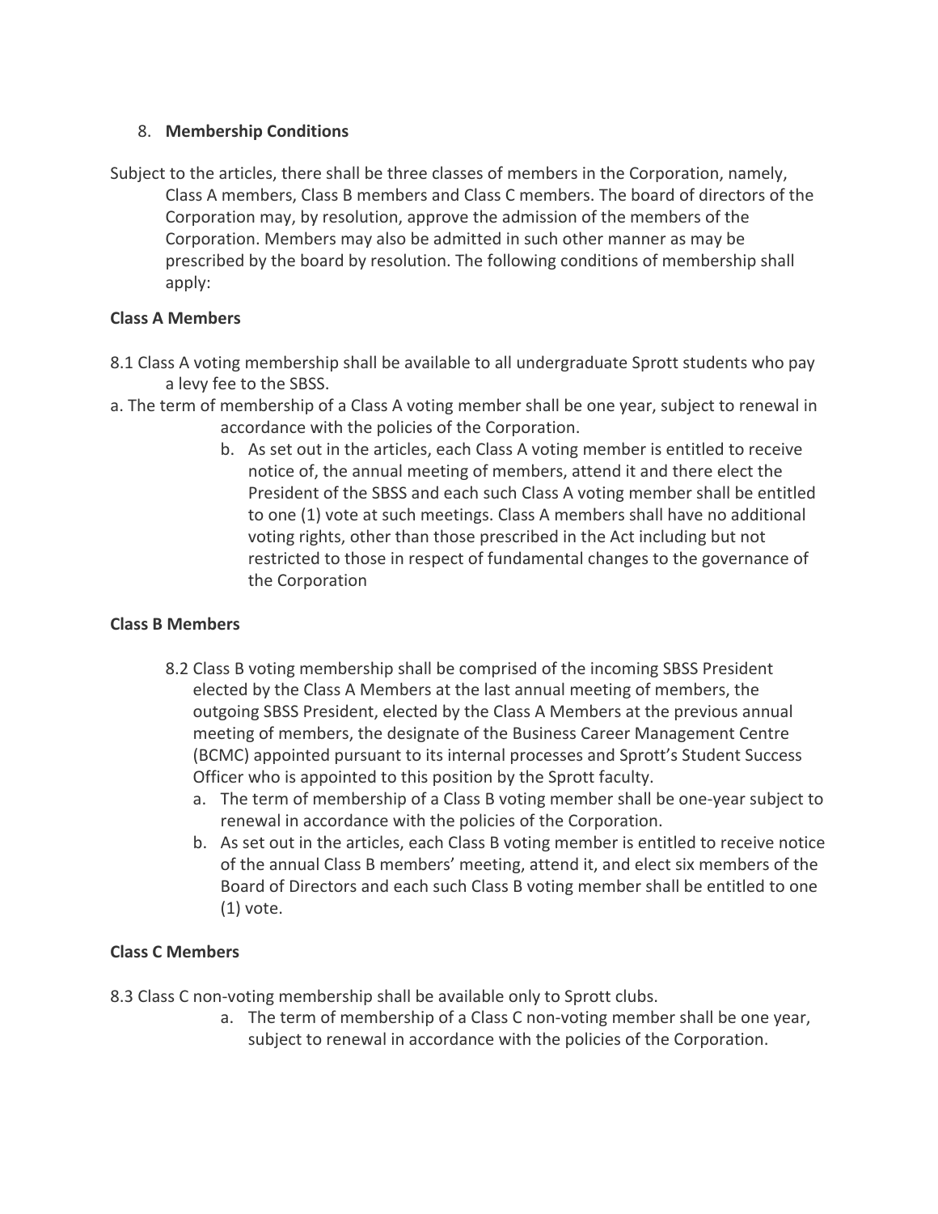8. **Membership Conditions**

Subject to the articles, there shall be three classes of members in the Corporation, namely, Class A members, Class B members and Class C members. The board of directors of the Corporation may, by resolution, approve the admission of the members of the Corporation. Members may also be admitted in such other manner as may be prescribed by the board by resolution. The following conditions of membership shall apply:

**Class A Members**

8.1 Class A voting membership shall be available to all undergraduate Sprott students who pay a levy fee to the SBSS.

a. The term of membership of a Class A voting member shall be one year, subject to renewal in accordance with the policies of the Corporation.

b. As set out in the articles, each Class A voting member is entitled to receive notice of, the annual meeting of members, attend it and there elect the President of the SBSS and each such Class A voting member shall be entitled to one (1) vote at such meetings. Class A members shall have no additional voting rights, other than those prescribed in the Act including but not restricted to those in respect of fundamental changes to the governance of the Corporation

**Class B Members**

8.2 Class B voting membership shall be comprised of the incoming SBSS President elected by the Class A Members at the last annual meeting of members, the outgoing SBSS President, elected by the Class A Members at the previous annual meeting of members, the designate of the Business Career Management Centre (BCMC) appointed pursuant to its internal processes and Sprott's Student Success Officer who is appointed to this position by the Sprott faculty.

a. The term of membership of a Class B voting member shall be one-year subject to renewal in accordance with the policies of the Corporation.

b. As set out in the articles, each Class B voting member is entitled to receive notice of the annual Class B members' meeting, attend it, and elect six members of the Board of Directors and each such Class B voting member shall be entitled to one (1) vote.

**Class C Members**

8.3 Class C non-voting membership shall be available only to Sprott clubs.

a. The term of membership of a Class C non-voting member shall be one year, subject to renewal in accordance with the policies of the Corporation.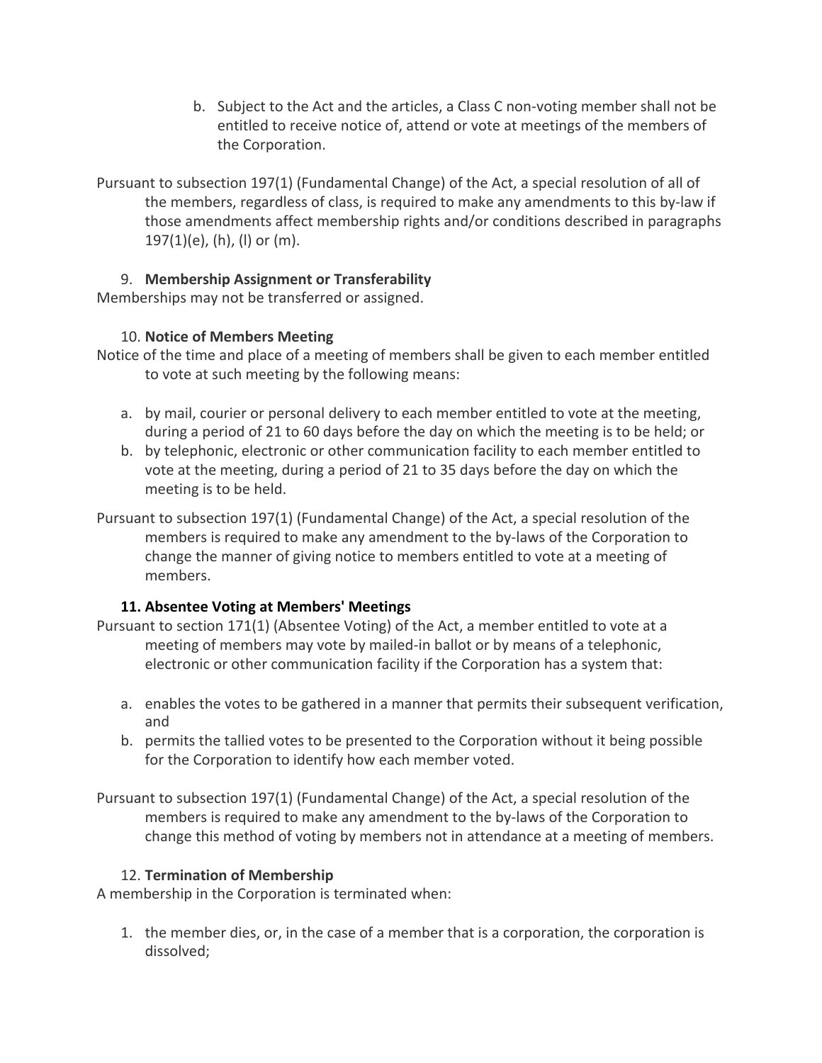b. Subject to the Act and the articles, a Class C non-voting member shall not be entitled to receive notice of, attend or vote at meetings of the members of the Corporation.

Pursuant to subsection 197(1) (Fundamental Change) of the Act, a special resolution of all of the members, regardless of class, is required to make any amendments to this by-law if those amendments affect membership rights and/or conditions described in paragraphs 197(1)(e), (h), (l) or (m).

9. **Membership Assignment or Transferability**

Memberships may not be transferred or assigned.

10. **Notice of Members Meeting**

Notice of the time and place of a meeting of members shall be given to each member entitled to vote at such meeting by the following means:

a. by mail, courier or personal delivery to each member entitled to vote at the meeting, during a period of 21 to 60 days before the day on which the meeting is to be held; or
b. by telephonic, electronic or other communication facility to each member entitled to vote at the meeting, during a period of 21 to 35 days before the day on which the meeting is to be held.

Pursuant to subsection 197(1) (Fundamental Change) of the Act, a special resolution of the members is required to make any amendment to the by-laws of the Corporation to change the manner of giving notice to members entitled to vote at a meeting of members.

**11. Absentee Voting at Members' Meetings**

Pursuant to section 171(1) (Absentee Voting) of the Act, a member entitled to vote at a meeting of members may vote by mailed-in ballot or by means of a telephonic, electronic or other communication facility if the Corporation has a system that:

a. enables the votes to be gathered in a manner that permits their subsequent verification, and
b. permits the tallied votes to be presented to the Corporation without it being possible for the Corporation to identify how each member voted.

Pursuant to subsection 197(1) (Fundamental Change) of the Act, a special resolution of the members is required to make any amendment to the by-laws of the Corporation to change this method of voting by members not in attendance at a meeting of members.

12. **Termination of Membership**

A membership in the Corporation is terminated when:

1. the member dies, or, in the case of a member that is a corporation, the corporation is dissolved;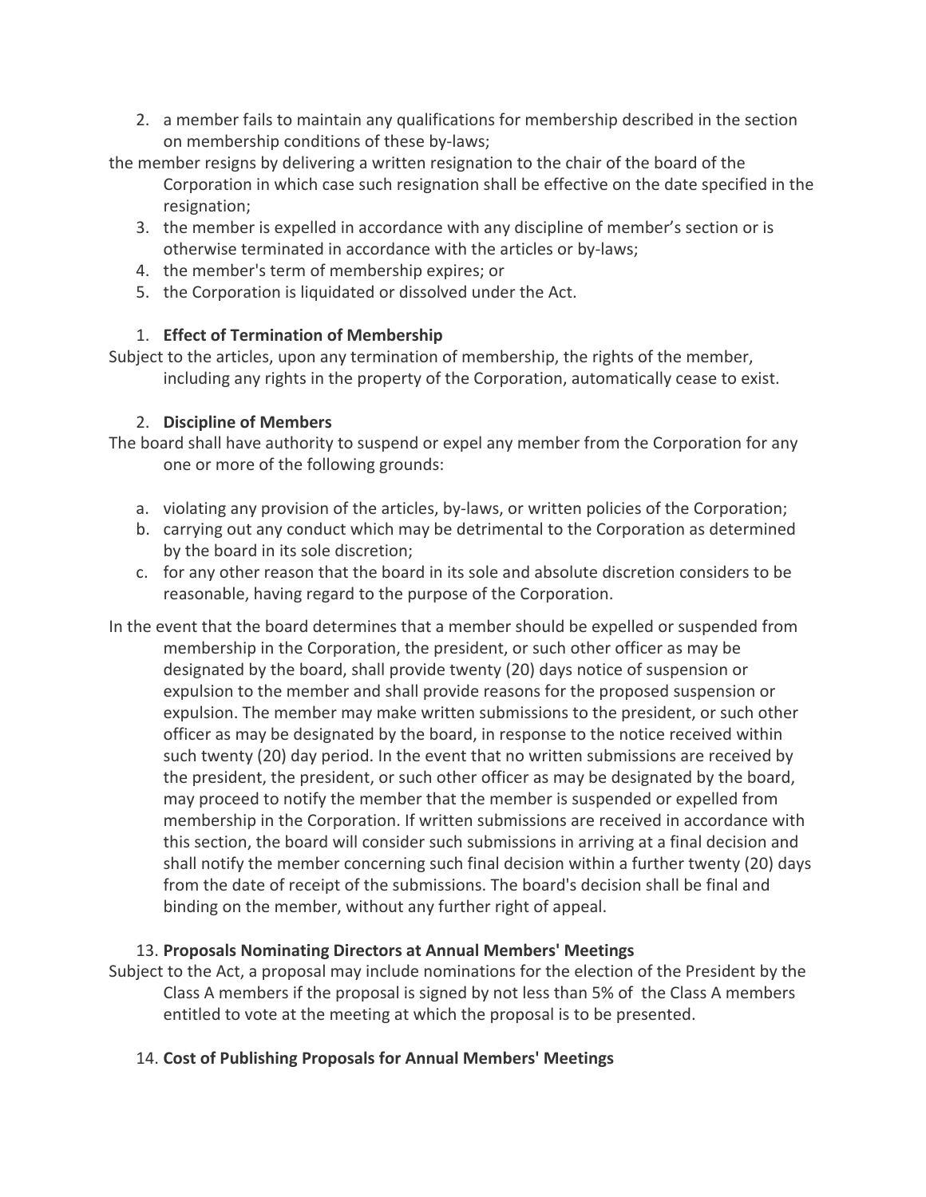2. a member fails to maintain any qualifications for membership described in the section on membership conditions of these by-laws;

the member resigns by delivering a written resignation to the chair of the board of the Corporation in which case such resignation shall be effective on the date specified in the resignation;

3. the member is expelled in accordance with any discipline of member's section or is otherwise terminated in accordance with the articles or by-laws;
4. the member's term of membership expires; or
5. the Corporation is liquidated or dissolved under the Act.

1. **Effect of Termination of Membership**

Subject to the articles, upon any termination of membership, the rights of the member, including any rights in the property of the Corporation, automatically cease to exist.

2. **Discipline of Members**

The board shall have authority to suspend or expel any member from the Corporation for any one or more of the following grounds:

a. violating any provision of the articles, by-laws, or written policies of the Corporation;
b. carrying out any conduct which may be detrimental to the Corporation as determined by the board in its sole discretion;
c. for any other reason that the board in its sole and absolute discretion considers to be reasonable, having regard to the purpose of the Corporation.

In the event that the board determines that a member should be expelled or suspended from membership in the Corporation, the president, or such other officer as may be designated by the board, shall provide twenty (20) days notice of suspension or expulsion to the member and shall provide reasons for the proposed suspension or expulsion. The member may make written submissions to the president, or such other officer as may be designated by the board, in response to the notice received within such twenty (20) day period. In the event that no written submissions are received by the president, the president, or such other officer as may be designated by the board, may proceed to notify the member that the member is suspended or expelled from membership in the Corporation. If written submissions are received in accordance with this section, the board will consider such submissions in arriving at a final decision and shall notify the member concerning such final decision within a further twenty (20) days from the date of receipt of the submissions. The board's decision shall be final and binding on the member, without any further right of appeal.

13. **Proposals Nominating Directors at Annual Members' Meetings**

Subject to the Act, a proposal may include nominations for the election of the President by the Class A members if the proposal is signed by not less than 5% of the Class A members entitled to vote at the meeting at which the proposal is to be presented.

14. **Cost of Publishing Proposals for Annual Members' Meetings**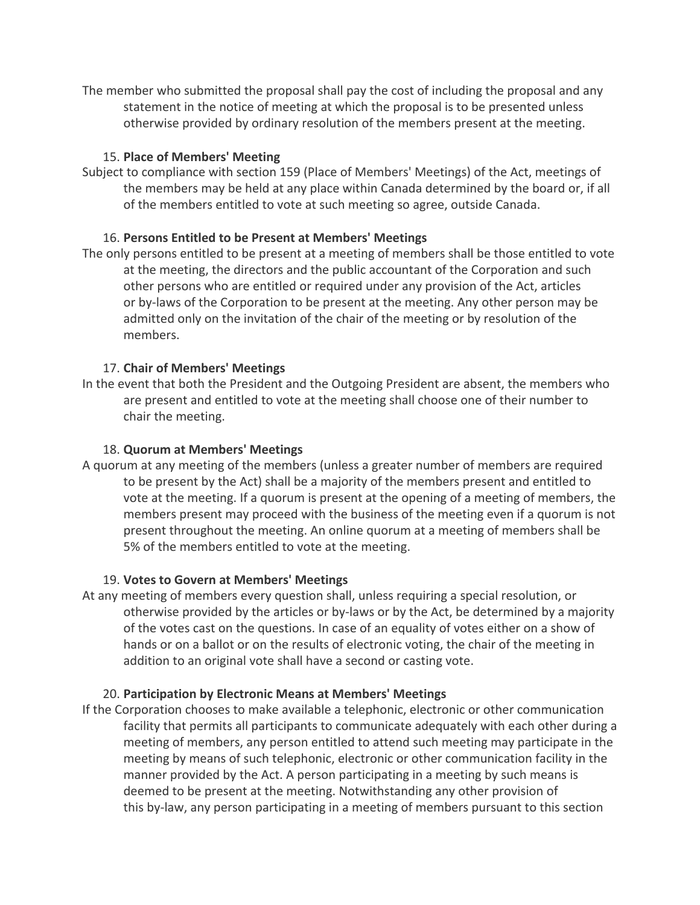The member who submitted the proposal shall pay the cost of including the proposal and any statement in the notice of meeting at which the proposal is to be presented unless otherwise provided by ordinary resolution of the members present at the meeting.

15. **Place of Members' Meeting**

Subject to compliance with section 159 (Place of Members' Meetings) of the Act, meetings of the members may be held at any place within Canada determined by the board or, if all of the members entitled to vote at such meeting so agree, outside Canada.

16. **Persons Entitled to be Present at Members' Meetings**

The only persons entitled to be present at a meeting of members shall be those entitled to vote at the meeting, the directors and the public accountant of the Corporation and such other persons who are entitled or required under any provision of the Act, articles or by-laws of the Corporation to be present at the meeting. Any other person may be admitted only on the invitation of the chair of the meeting or by resolution of the members.

17. **Chair of Members' Meetings**

In the event that both the President and the Outgoing President are absent, the members who are present and entitled to vote at the meeting shall choose one of their number to chair the meeting.

18. **Quorum at Members' Meetings**

A quorum at any meeting of the members (unless a greater number of members are required to be present by the Act) shall be a majority of the members present and entitled to vote at the meeting. If a quorum is present at the opening of a meeting of members, the members present may proceed with the business of the meeting even if a quorum is not present throughout the meeting. An online quorum at a meeting of members shall be 5% of the members entitled to vote at the meeting.

19. **Votes to Govern at Members' Meetings**

At any meeting of members every question shall, unless requiring a special resolution, or otherwise provided by the articles or by-laws or by the Act, be determined by a majority of the votes cast on the questions. In case of an equality of votes either on a show of hands or on a ballot or on the results of electronic voting, the chair of the meeting in addition to an original vote shall have a second or casting vote.

20. **Participation by Electronic Means at Members' Meetings**

If the Corporation chooses to make available a telephonic, electronic or other communication facility that permits all participants to communicate adequately with each other during a meeting of members, any person entitled to attend such meeting may participate in the meeting by means of such telephonic, electronic or other communication facility in the manner provided by the Act. A person participating in a meeting by such means is deemed to be present at the meeting. Notwithstanding any other provision of this by-law, any person participating in a meeting of members pursuant to this section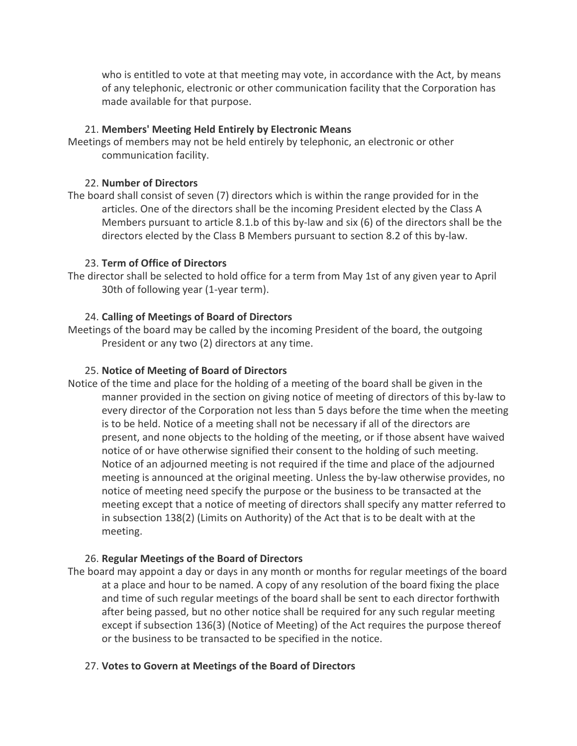who is entitled to vote at that meeting may vote, in accordance with the Act, by means of any telephonic, electronic or other communication facility that the Corporation has made available for that purpose.

21. **Members' Meeting Held Entirely by Electronic Means**

Meetings of members may not be held entirely by telephonic, an electronic or other communication facility.

22. **Number of Directors**

The board shall consist of seven (7) directors which is within the range provided for in the articles. One of the directors shall be the incoming President elected by the Class A Members pursuant to article 8.1.b of this by-law and six (6) of the directors shall be the directors elected by the Class B Members pursuant to section 8.2 of this by-law.

23. **Term of Office of Directors**

The director shall be selected to hold office for a term from May 1st of any given year to April 30th of following year (1-year term).

24. **Calling of Meetings of Board of Directors**

Meetings of the board may be called by the incoming President of the board, the outgoing President or any two (2) directors at any time.

25. **Notice of Meeting of Board of Directors**

Notice of the time and place for the holding of a meeting of the board shall be given in the manner provided in the section on giving notice of meeting of directors of this by-law to every director of the Corporation not less than 5 days before the time when the meeting is to be held. Notice of a meeting shall not be necessary if all of the directors are present, and none objects to the holding of the meeting, or if those absent have waived notice of or have otherwise signified their consent to the holding of such meeting. Notice of an adjourned meeting is not required if the time and place of the adjourned meeting is announced at the original meeting. Unless the by-law otherwise provides, no notice of meeting need specify the purpose or the business to be transacted at the meeting except that a notice of meeting of directors shall specify any matter referred to in subsection 138(2) (Limits on Authority) of the Act that is to be dealt with at the meeting.

26. **Regular Meetings of the Board of Directors**

The board may appoint a day or days in any month or months for regular meetings of the board at a place and hour to be named. A copy of any resolution of the board fixing the place and time of such regular meetings of the board shall be sent to each director forthwith after being passed, but no other notice shall be required for any such regular meeting except if subsection 136(3) (Notice of Meeting) of the Act requires the purpose thereof or the business to be transacted to be specified in the notice.

27. **Votes to Govern at Meetings of the Board of Directors**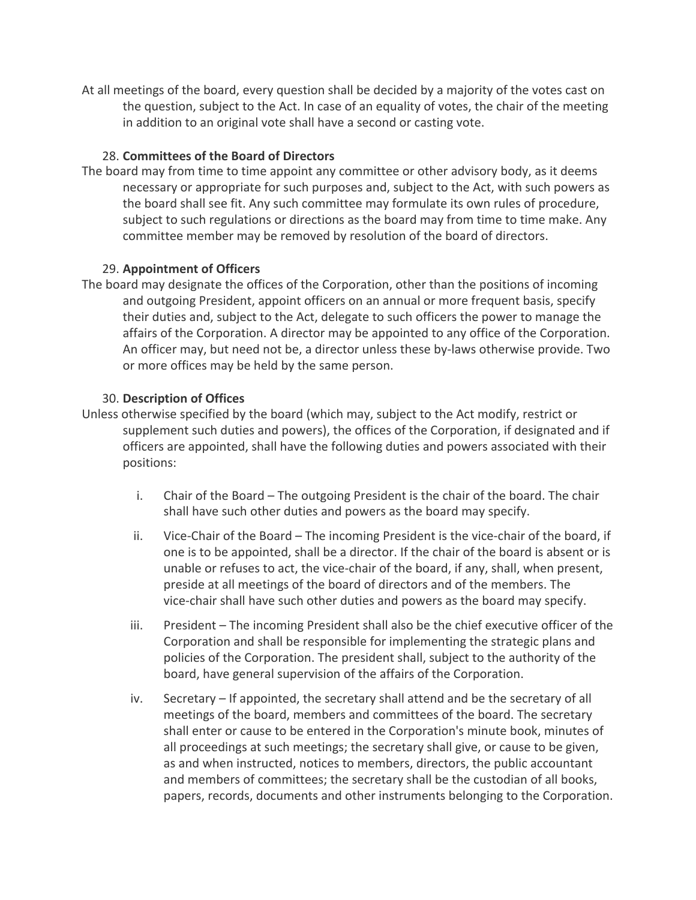At all meetings of the board, every question shall be decided by a majority of the votes cast on the question, subject to the Act. In case of an equality of votes, the chair of the meeting in addition to an original vote shall have a second or casting vote.

28. **Committees of the Board of Directors**

The board may from time to time appoint any committee or other advisory body, as it deems necessary or appropriate for such purposes and, subject to the Act, with such powers as the board shall see fit. Any such committee may formulate its own rules of procedure, subject to such regulations or directions as the board may from time to time make. Any committee member may be removed by resolution of the board of directors.

29. **Appointment of Officers**

The board may designate the offices of the Corporation, other than the positions of incoming and outgoing President, appoint officers on an annual or more frequent basis, specify their duties and, subject to the Act, delegate to such officers the power to manage the affairs of the Corporation. A director may be appointed to any office of the Corporation. An officer may, but need not be, a director unless these by-laws otherwise provide. Two or more offices may be held by the same person.

30. **Description of Offices**

Unless otherwise specified by the board (which may, subject to the Act modify, restrict or supplement such duties and powers), the offices of the Corporation, if designated and if officers are appointed, shall have the following duties and powers associated with their positions:

i. Chair of the Board – The outgoing President is the chair of the board. The chair shall have such other duties and powers as the board may specify.

ii. Vice-Chair of the Board – The incoming President is the vice-chair of the board, if one is to be appointed, shall be a director. If the chair of the board is absent or is unable or refuses to act, the vice-chair of the board, if any, shall, when present, preside at all meetings of the board of directors and of the members. The vice-chair shall have such other duties and powers as the board may specify.

iii. President – The incoming President shall also be the chief executive officer of the Corporation and shall be responsible for implementing the strategic plans and policies of the Corporation. The president shall, subject to the authority of the board, have general supervision of the affairs of the Corporation.

iv. Secretary – If appointed, the secretary shall attend and be the secretary of all meetings of the board, members and committees of the board. The secretary shall enter or cause to be entered in the Corporation's minute book, minutes of all proceedings at such meetings; the secretary shall give, or cause to be given, as and when instructed, notices to members, directors, the public accountant and members of committees; the secretary shall be the custodian of all books, papers, records, documents and other instruments belonging to the Corporation.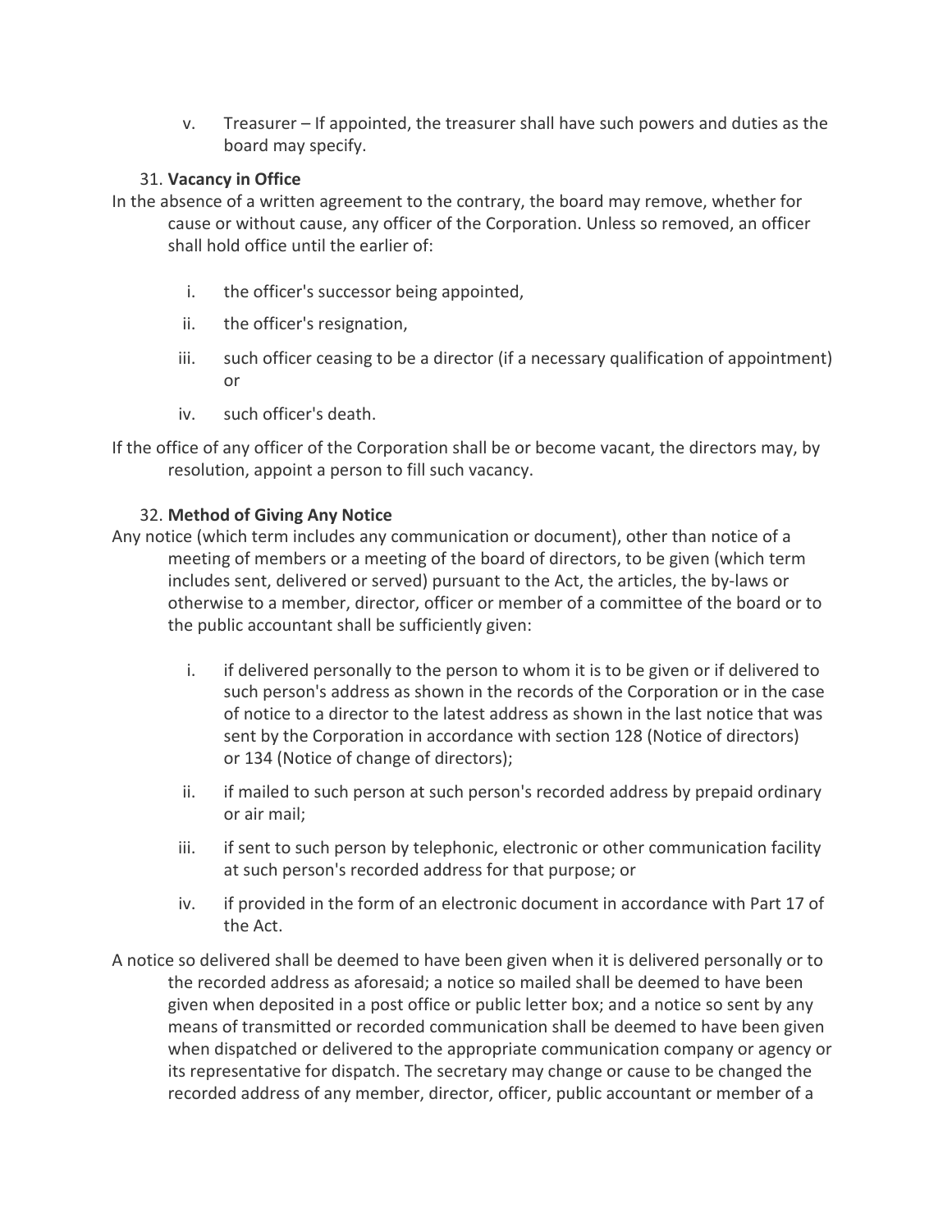v. Treasurer – If appointed, the treasurer shall have such powers and duties as the board may specify.

31. **Vacancy in Office**

In the absence of a written agreement to the contrary, the board may remove, whether for cause or without cause, any officer of the Corporation. Unless so removed, an officer shall hold office until the earlier of:

i. the officer's successor being appointed,

ii. the officer's resignation,

iii. such officer ceasing to be a director (if a necessary qualification of appointment) or

iv. such officer's death.

If the office of any officer of the Corporation shall be or become vacant, the directors may, by resolution, appoint a person to fill such vacancy.

32. **Method of Giving Any Notice**

Any notice (which term includes any communication or document), other than notice of a meeting of members or a meeting of the board of directors, to be given (which term includes sent, delivered or served) pursuant to the Act, the articles, the by-laws or otherwise to a member, director, officer or member of a committee of the board or to the public accountant shall be sufficiently given:

i. if delivered personally to the person to whom it is to be given or if delivered to such person's address as shown in the records of the Corporation or in the case of notice to a director to the latest address as shown in the last notice that was sent by the Corporation in accordance with section 128 (Notice of directors) or 134 (Notice of change of directors);

ii. if mailed to such person at such person's recorded address by prepaid ordinary or air mail;

iii. if sent to such person by telephonic, electronic or other communication facility at such person's recorded address for that purpose; or

iv. if provided in the form of an electronic document in accordance with Part 17 of the Act.

A notice so delivered shall be deemed to have been given when it is delivered personally or to the recorded address as aforesaid; a notice so mailed shall be deemed to have been given when deposited in a post office or public letter box; and a notice so sent by any means of transmitted or recorded communication shall be deemed to have been given when dispatched or delivered to the appropriate communication company or agency or its representative for dispatch. The secretary may change or cause to be changed the recorded address of any member, director, officer, public accountant or member of a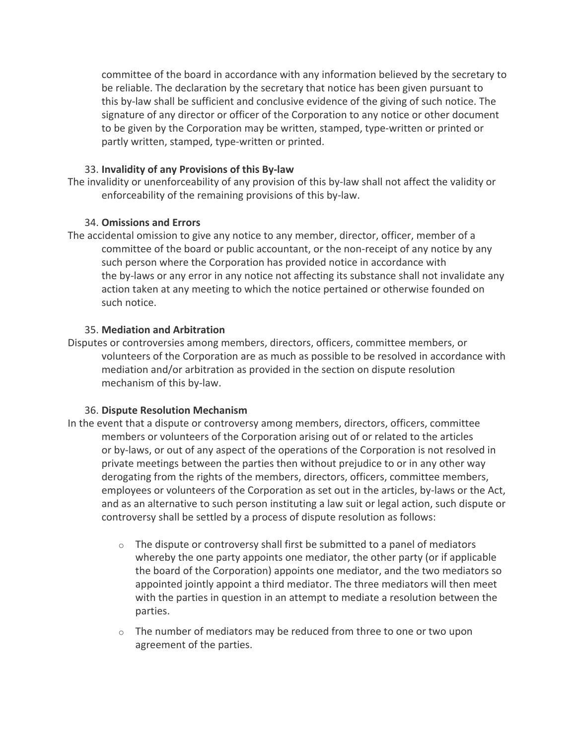committee of the board in accordance with any information believed by the secretary to be reliable. The declaration by the secretary that notice has been given pursuant to this by-law shall be sufficient and conclusive evidence of the giving of such notice. The signature of any director or officer of the Corporation to any notice or other document to be given by the Corporation may be written, stamped, type-written or printed or partly written, stamped, type-written or printed.

33. **Invalidity of any Provisions of this By-law**

The invalidity or unenforceability of any provision of this by-law shall not affect the validity or enforceability of the remaining provisions of this by-law.

34. **Omissions and Errors**

The accidental omission to give any notice to any member, director, officer, member of a committee of the board or public accountant, or the non-receipt of any notice by any such person where the Corporation has provided notice in accordance with the by-laws or any error in any notice not affecting its substance shall not invalidate any action taken at any meeting to which the notice pertained or otherwise founded on such notice.

35. **Mediation and Arbitration**

Disputes or controversies among members, directors, officers, committee members, or volunteers of the Corporation are as much as possible to be resolved in accordance with mediation and/or arbitration as provided in the section on dispute resolution mechanism of this by-law.

36. **Dispute Resolution Mechanism**

In the event that a dispute or controversy among members, directors, officers, committee members or volunteers of the Corporation arising out of or related to the articles or by-laws, or out of any aspect of the operations of the Corporation is not resolved in private meetings between the parties then without prejudice to or in any other way derogating from the rights of the members, directors, officers, committee members, employees or volunteers of the Corporation as set out in the articles, by-laws or the Act, and as an alternative to such person instituting a law suit or legal action, such dispute or controversy shall be settled by a process of dispute resolution as follows:

- The dispute or controversy shall first be submitted to a panel of mediators whereby the one party appoints one mediator, the other party (or if applicable the board of the Corporation) appoints one mediator, and the two mediators so appointed jointly appoint a third mediator. The three mediators will then meet with the parties in question in an attempt to mediate a resolution between the parties.
- The number of mediators may be reduced from three to one or two upon agreement of the parties.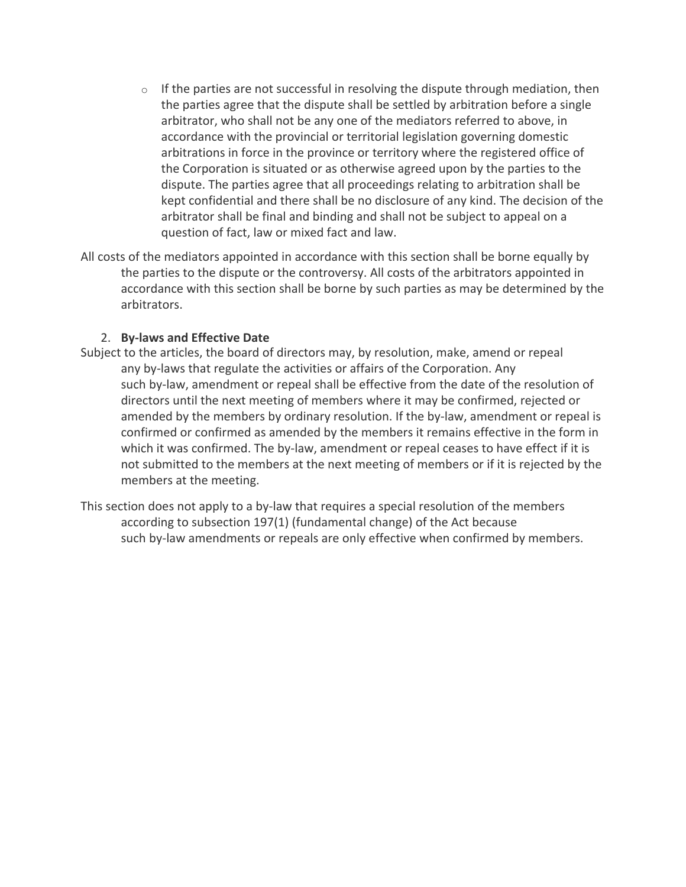- If the parties are not successful in resolving the dispute through mediation, then the parties agree that the dispute shall be settled by arbitration before a single arbitrator, who shall not be any one of the mediators referred to above, in accordance with the provincial or territorial legislation governing domestic arbitrations in force in the province or territory where the registered office of the Corporation is situated or as otherwise agreed upon by the parties to the dispute. The parties agree that all proceedings relating to arbitration shall be kept confidential and there shall be no disclosure of any kind. The decision of the arbitrator shall be final and binding and shall not be subject to appeal on a question of fact, law or mixed fact and law.

All costs of the mediators appointed in accordance with this section shall be borne equally by the parties to the dispute or the controversy. All costs of the arbitrators appointed in accordance with this section shall be borne by such parties as may be determined by the arbitrators.

2. **By-laws and Effective Date**

Subject to the articles, the board of directors may, by resolution, make, amend or repeal any by-laws that regulate the activities or affairs of the Corporation. Any such by-law, amendment or repeal shall be effective from the date of the resolution of directors until the next meeting of members where it may be confirmed, rejected or amended by the members by ordinary resolution. If the by-law, amendment or repeal is confirmed or confirmed as amended by the members it remains effective in the form in which it was confirmed. The by-law, amendment or repeal ceases to have effect if it is not submitted to the members at the next meeting of members or if it is rejected by the members at the meeting.

This section does not apply to a by-law that requires a special resolution of the members according to subsection 197(1) (fundamental change) of the Act because such by-law amendments or repeals are only effective when confirmed by members.